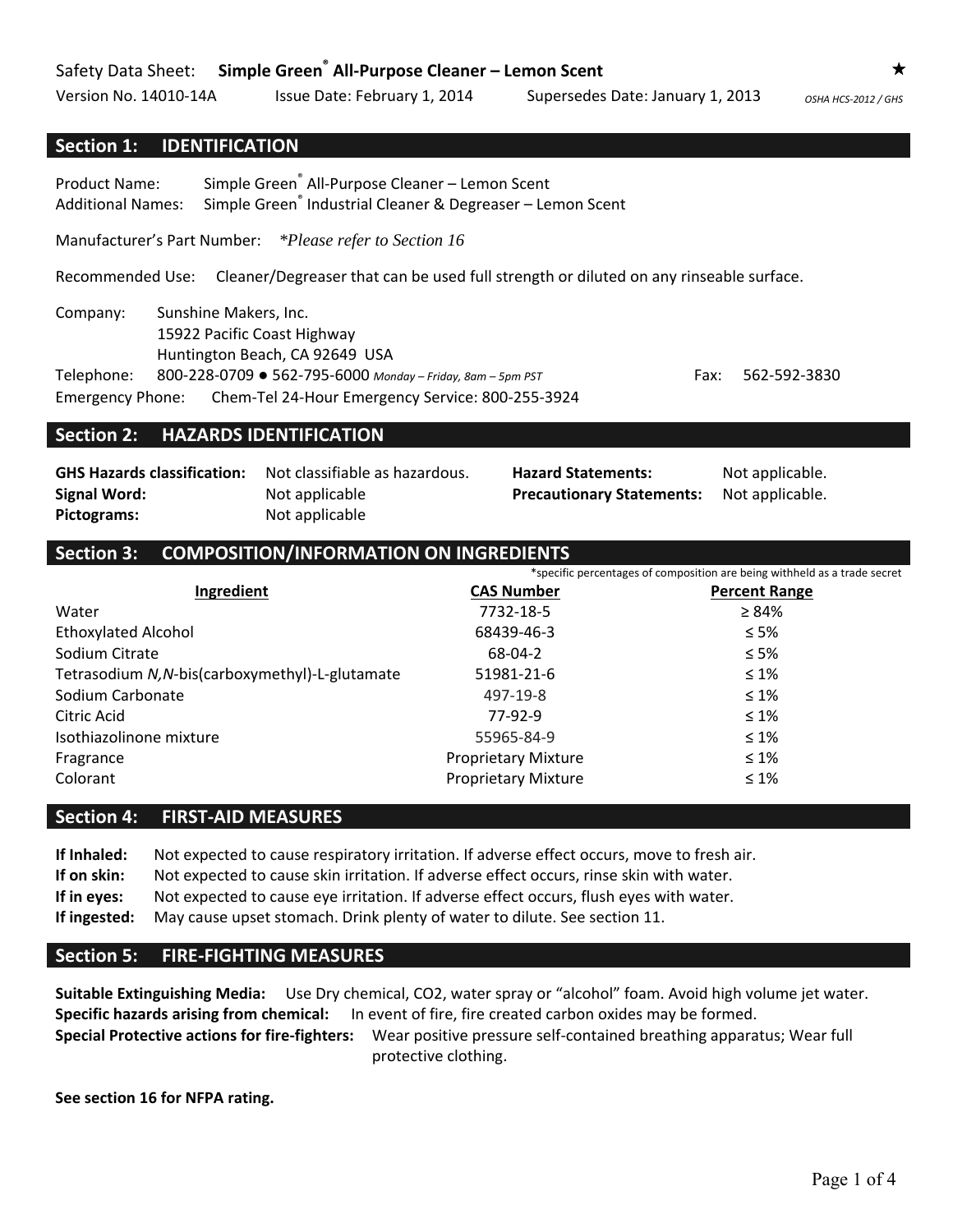Safety Data Sheet: **Simple Green® All-Purpose Cleaner – Lemon Scent** ★

Version No. 14010-14A Issue Date: February 1, 2014 Supersedes Date: January 1, 2013 *OSHA HCS-2012 / GHS*

## Section 1: IDENTIFICATION

Product Name: Simple Green® All-Purpose Cleaner – Lemon Scent
Additional Names: Simple Green® Industrial Cleaner & Degreaser – Lemon Scent

Manufacturer's Part Number: *\*Please refer to Section 16*

Recommended Use: Cleaner/Degreaser that can be used full strength or diluted on any rinseable surface.

Company: Sunshine Makers, Inc.
15922 Pacific Coast Highway
Huntington Beach, CA 92649 USA

Telephone: 800-228-0709 ● 562-795-6000 *Monday – Friday, 8am – 5pm PST* Fax: 562-592-3830

Emergency Phone: Chem-Tel 24-Hour Emergency Service: 800-255-3924

## Section 2: HAZARDS IDENTIFICATION

**GHS Hazards classification:** Not classifiable as hazardous.
**Signal Word:** Not applicable
**Pictograms:** Not applicable
**Hazard Statements:** Not applicable.
**Precautionary Statements:** Not applicable.

## Section 3: COMPOSITION/INFORMATION ON INGREDIENTS

*specific percentages of composition are being withheld as a trade secret

| Ingredient | CAS Number | Percent Range |
|---|---|---|
| Water | 7732-18-5 | ≥ 84% |
| Ethoxylated Alcohol | 68439-46-3 | ≤ 5% |
| Sodium Citrate | 68-04-2 | ≤ 5% |
| Tetrasodium *N,N*-bis(carboxymethyl)-L-glutamate | 51981-21-6 | ≤ 1% |
| Sodium Carbonate | 497-19-8 | ≤ 1% |
| Citric Acid | 77-92-9 | ≤ 1% |
| Isothiazolinone mixture | 55965-84-9 | ≤ 1% |
| Fragrance | Proprietary Mixture | ≤ 1% |
| Colorant | Proprietary Mixture | ≤ 1% |

## Section 4: FIRST-AID MEASURES

**If Inhaled:** Not expected to cause respiratory irritation. If adverse effect occurs, move to fresh air.
**If on skin:** Not expected to cause skin irritation. If adverse effect occurs, rinse skin with water.
**If in eyes:** Not expected to cause eye irritation. If adverse effect occurs, flush eyes with water.
**If ingested:** May cause upset stomach. Drink plenty of water to dilute. See section 11.

## Section 5: FIRE-FIGHTING MEASURES

**Suitable Extinguishing Media:** Use Dry chemical, CO2, water spray or "alcohol" foam. Avoid high volume jet water.
**Specific hazards arising from chemical:** In event of fire, fire created carbon oxides may be formed.
**Special Protective actions for fire-fighters:** Wear positive pressure self-contained breathing apparatus; Wear full protective clothing.

**See section 16 for NFPA rating.**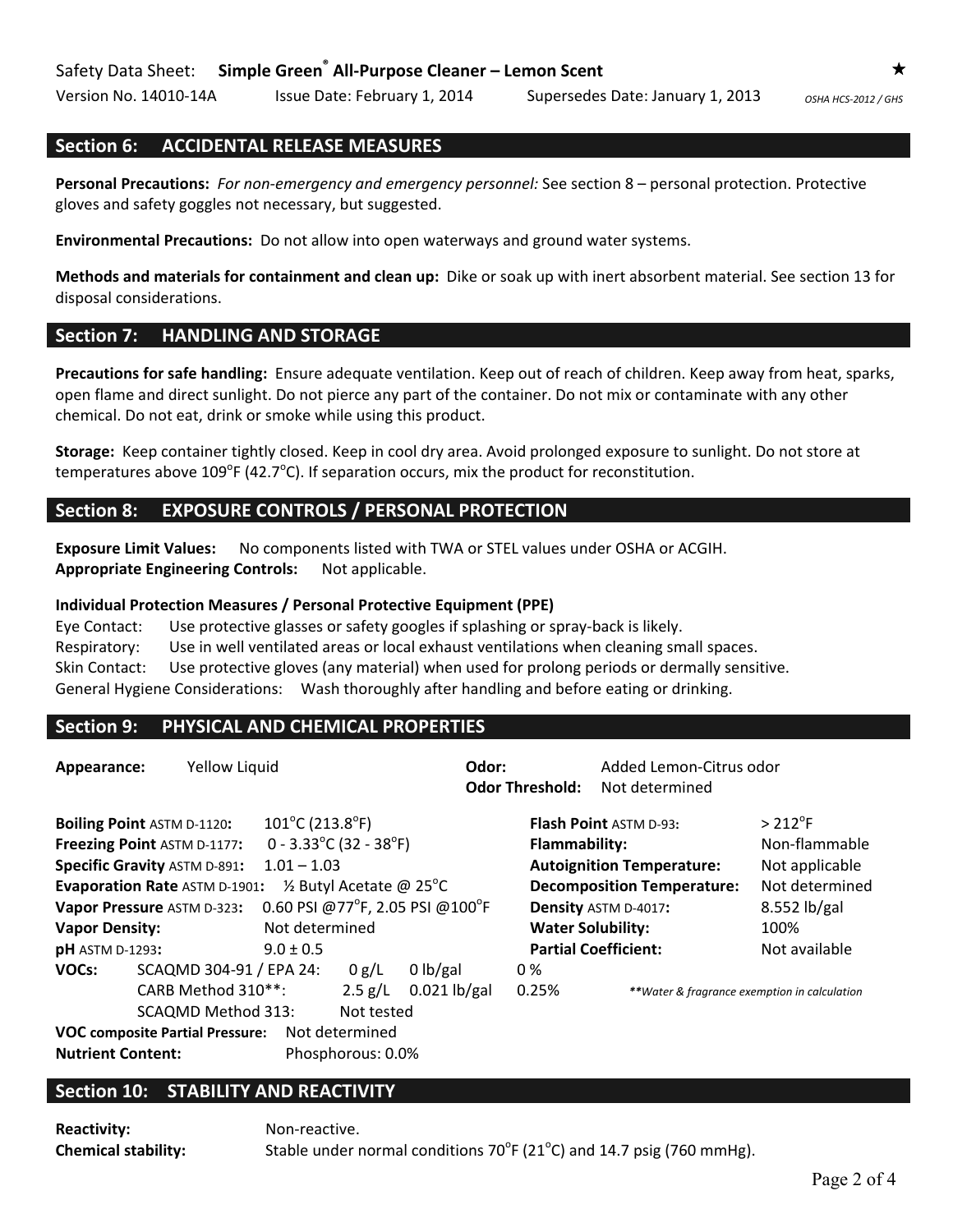## Section 6: ACCIDENTAL RELEASE MEASURES

**Personal Precautions:** *For non-emergency and emergency personnel:* See section 8 – personal protection. Protective gloves and safety goggles not necessary, but suggested.

**Environmental Precautions:** Do not allow into open waterways and ground water systems.

**Methods and materials for containment and clean up:** Dike or soak up with inert absorbent material. See section 13 for disposal considerations.

## Section 7: HANDLING AND STORAGE

**Precautions for safe handling:** Ensure adequate ventilation. Keep out of reach of children. Keep away from heat, sparks, open flame and direct sunlight. Do not pierce any part of the container. Do not mix or contaminate with any other chemical. Do not eat, drink or smoke while using this product.

**Storage:** Keep container tightly closed. Keep in cool dry area. Avoid prolonged exposure to sunlight. Do not store at temperatures above 109°F (42.7°C). If separation occurs, mix the product for reconstitution.

## Section 8: EXPOSURE CONTROLS / PERSONAL PROTECTION

**Exposure Limit Values:** No components listed with TWA or STEL values under OSHA or ACGIH.
**Appropriate Engineering Controls:** Not applicable.

**Individual Protection Measures / Personal Protective Equipment (PPE)**

Eye Contact: Use protective glasses or safety googles if splashing or spray-back is likely.
Respiratory: Use in well ventilated areas or local exhaust ventilations when cleaning small spaces.
Skin Contact: Use protective gloves (any material) when used for prolong periods or dermally sensitive.
General Hygiene Considerations: Wash thoroughly after handling and before eating or drinking.

## Section 9: PHYSICAL AND CHEMICAL PROPERTIES

**Appearance:** Yellow Liquid

**Odor:** Added Lemon-Citrus odor
**Odor Threshold:** Not determined

**Boiling Point** ASTM D-1120**:** 101°C (213.8°F)
**Freezing Point** ASTM D-1177**:** 0 - 3.33°C (32 - 38°F)
**Specific Gravity** ASTM D-891**:** 1.01 – 1.03
**Evaporation Rate** ASTM D-1901**:** ½ Butyl Acetate @ 25°C
**Vapor Pressure** ASTM D-323**:** 0.60 PSI @77°F, 2.05 PSI @100°F
**Vapor Density:** Not determined
**pH** ASTM D-1293**:** 9.0 ± 0.5

**Flash Point** ASTM D-93**:** > 212°F
**Flammability:** Non-flammable
**Autoignition Temperature:** Not applicable
**Decomposition Temperature:** Not determined
**Density** ASTM D-4017**:** 8.552 lb/gal
**Water Solubility:** 100%
**Partial Coefficient:** Not available

| | | | | | |
|---|---|---|---|---|---|
| **VOCs:** | SCAQMD 304-91 / EPA 24: | 0 g/L | 0 lb/gal | 0 % | |
| | CARB Method 310**: | 2.5 g/L | 0.021 lb/gal | 0.25% | **Water & fragrance exemption in calculation |
| | SCAQMD Method 313: | Not tested | | | |

**VOC composite Partial Pressure:** Not determined
**Nutrient Content:** Phosphorous: 0.0%

## Section 10: STABILITY AND REACTIVITY

**Reactivity:** Non-reactive.
**Chemical stability:** Stable under normal conditions 70°F (21°C) and 14.7 psig (760 mmHg).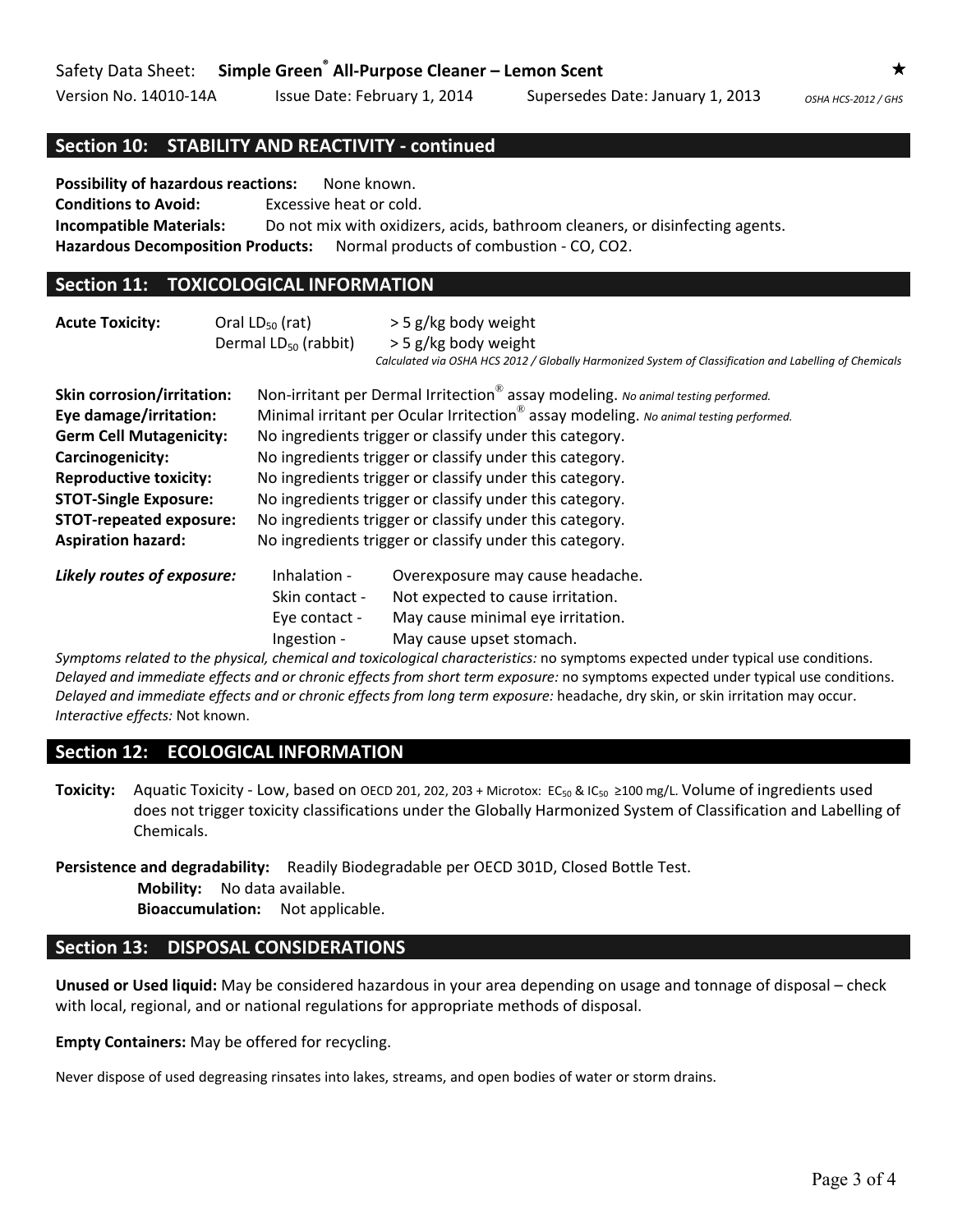## Section 10: STABILITY AND REACTIVITY - continued

**Possibility of hazardous reactions:** None known.
**Conditions to Avoid:** Excessive heat or cold.
**Incompatible Materials:** Do not mix with oxidizers, acids, bathroom cleaners, or disinfecting agents.
**Hazardous Decomposition Products:** Normal products of combustion - CO, CO2.

## Section 11: TOXICOLOGICAL INFORMATION

| | | |
|---|---|---|
| **Acute Toxicity:** | Oral $LD_{50}$ (rat) | > 5 g/kg body weight |
| | Dermal $LD_{50}$ (rabbit) | > 5 g/kg body weight |

*Calculated via OSHA HCS 2012 / Globally Harmonized System of Classification and Labelling of Chemicals*

**Skin corrosion/irritation:** Non-irritant per Dermal Irritection® assay modeling. *No animal testing performed.*
**Eye damage/irritation:** Minimal irritant per Ocular Irritection® assay modeling. *No animal testing performed.*
**Germ Cell Mutagenicity:** No ingredients trigger or classify under this category.
**Carcinogenicity:** No ingredients trigger or classify under this category.
**Reproductive toxicity:** No ingredients trigger or classify under this category.
**STOT-Single Exposure:** No ingredients trigger or classify under this category.
**STOT-repeated exposure:** No ingredients trigger or classify under this category.
**Aspiration hazard:** No ingredients trigger or classify under this category.

***Likely routes of exposure:***

| | |
|---|---|
| Inhalation - | Overexposure may cause headache. |
| Skin contact - | Not expected to cause irritation. |
| Eye contact - | May cause minimal eye irritation. |
| Ingestion - | May cause upset stomach. |

*Symptoms related to the physical, chemical and toxicological characteristics:* no symptoms expected under typical use conditions.
*Delayed and immediate effects and or chronic effects from short term exposure:* no symptoms expected under typical use conditions.
*Delayed and immediate effects and or chronic effects from long term exposure:* headache, dry skin, or skin irritation may occur.
*Interactive effects:* Not known.

## Section 12: ECOLOGICAL INFORMATION

**Toxicity:** Aquatic Toxicity - Low, based on OECD 201, 202, 203 + Microtox: $EC_{50}$ & $IC_{50}$ ≥100 mg/L. Volume of ingredients used does not trigger toxicity classifications under the Globally Harmonized System of Classification and Labelling of Chemicals.

**Persistence and degradability:** Readily Biodegradable per OECD 301D, Closed Bottle Test.
**Mobility:** No data available.
**Bioaccumulation:** Not applicable.

## Section 13: DISPOSAL CONSIDERATIONS

**Unused or Used liquid:** May be considered hazardous in your area depending on usage and tonnage of disposal – check with local, regional, and or national regulations for appropriate methods of disposal.

**Empty Containers:** May be offered for recycling.

Never dispose of used degreasing rinsates into lakes, streams, and open bodies of water or storm drains.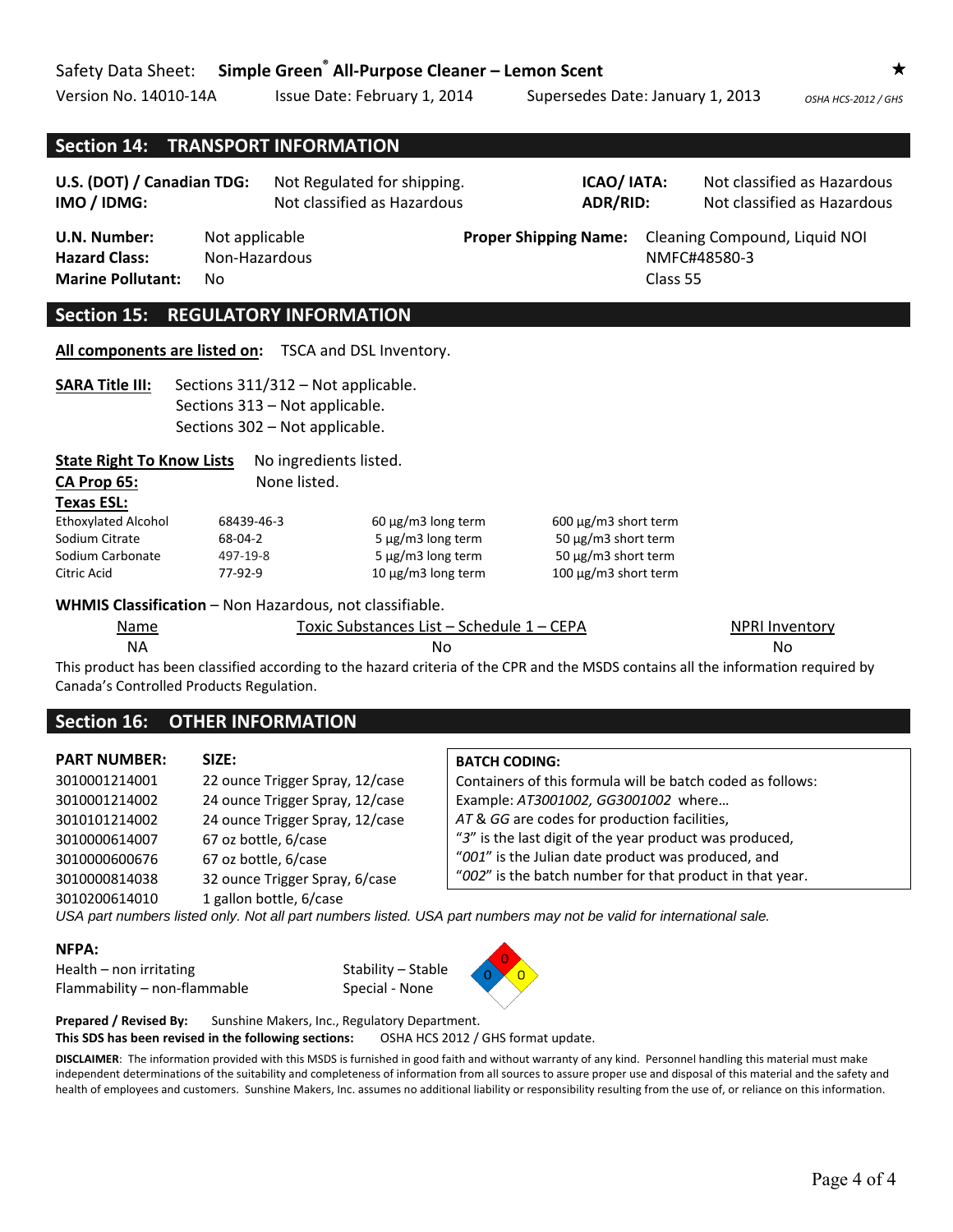Safety Data Sheet: **Simple Green® All-Purpose Cleaner – Lemon Scent** ★

Version No. 14010-14A Issue Date: February 1, 2014 Supersedes Date: January 1, 2013 *OSHA HCS-2012 / GHS*

## Section 14: TRANSPORT INFORMATION

| | | | |
|---|---|---|---|
| **U.S. (DOT) / Canadian TDG:** | Not Regulated for shipping. | **ICAO/ IATA:** | Not classified as Hazardous |
| **IMO / IDMG:** | Not classified as Hazardous | **ADR/RID:** | Not classified as Hazardous |

| | | | |
|---|---|---|---|
| **U.N. Number:** | Not applicable | **Proper Shipping Name:** | Cleaning Compound, Liquid NOI |
| **Hazard Class:** | Non-Hazardous | | NMFC#48580-3 |
| **Marine Pollutant:** | No | | Class 55 |

## Section 15: REGULATORY INFORMATION

**All components are listed on:** TSCA and DSL Inventory.

**SARA Title III:** Sections 311/312 – Not applicable.
Sections 313 – Not applicable.
Sections 302 – Not applicable.

**State Right To Know Lists** No ingredients listed.

**CA Prop 65:** None listed.

**Texas ESL:**

| | | | |
|---|---|---|---|
| Ethoxylated Alcohol | 68439-46-3 | 60 μg/m3 long term | 600 μg/m3 short term |
| Sodium Citrate | 68-04-2 | 5 μg/m3 long term | 50 μg/m3 short term |
| Sodium Carbonate | 497-19-8 | 5 μg/m3 long term | 50 μg/m3 short term |
| Citric Acid | 77-92-9 | 10 μg/m3 long term | 100 μg/m3 short term |

**WHMIS Classification** – Non Hazardous, not classifiable.

| Name | Toxic Substances List – Schedule 1 – CEPA | NPRI Inventory |
|---|---|---|
| NA | No | No |

This product has been classified according to the hazard criteria of the CPR and the MSDS contains all the information required by Canada's Controlled Products Regulation.

## Section 16: OTHER INFORMATION

| PART NUMBER: | SIZE: |
|---|---|
| 3010001214001 | 22 ounce Trigger Spray, 12/case |
| 3010001214002 | 24 ounce Trigger Spray, 12/case |
| 3010101214002 | 24 ounce Trigger Spray, 12/case |
| 3010000614007 | 67 oz bottle, 6/case |
| 3010000600676 | 67 oz bottle, 6/case |
| 3010000814038 | 32 ounce Trigger Spray, 6/case |
| 3010200614010 | 1 gallon bottle, 6/case |

**BATCH CODING:**
Containers of this formula will be batch coded as follows:
Example: *AT3001002, GG3001002* where…
*AT* & *GG* are codes for production facilities,
"*3*" is the last digit of the year product was produced,
"*001*" is the Julian date product was produced, and
"*002*" is the batch number for that product in that year.

*USA part numbers listed only. Not all part numbers listed. USA part numbers may not be valid for international sale.*

**NFPA:**

Health – non irritating
Flammability – non-flammable
Stability – Stable
Special - None

0
0 0

**Prepared / Revised By:** Sunshine Makers, Inc., Regulatory Department.
**This SDS has been revised in the following sections:** OSHA HCS 2012 / GHS format update.

**DISCLAIMER**: The information provided with this MSDS is furnished in good faith and without warranty of any kind. Personnel handling this material must make independent determinations of the suitability and completeness of information from all sources to assure proper use and disposal of this material and the safety and health of employees and customers. Sunshine Makers, Inc. assumes no additional liability or responsibility resulting from the use of, or reliance on this information.